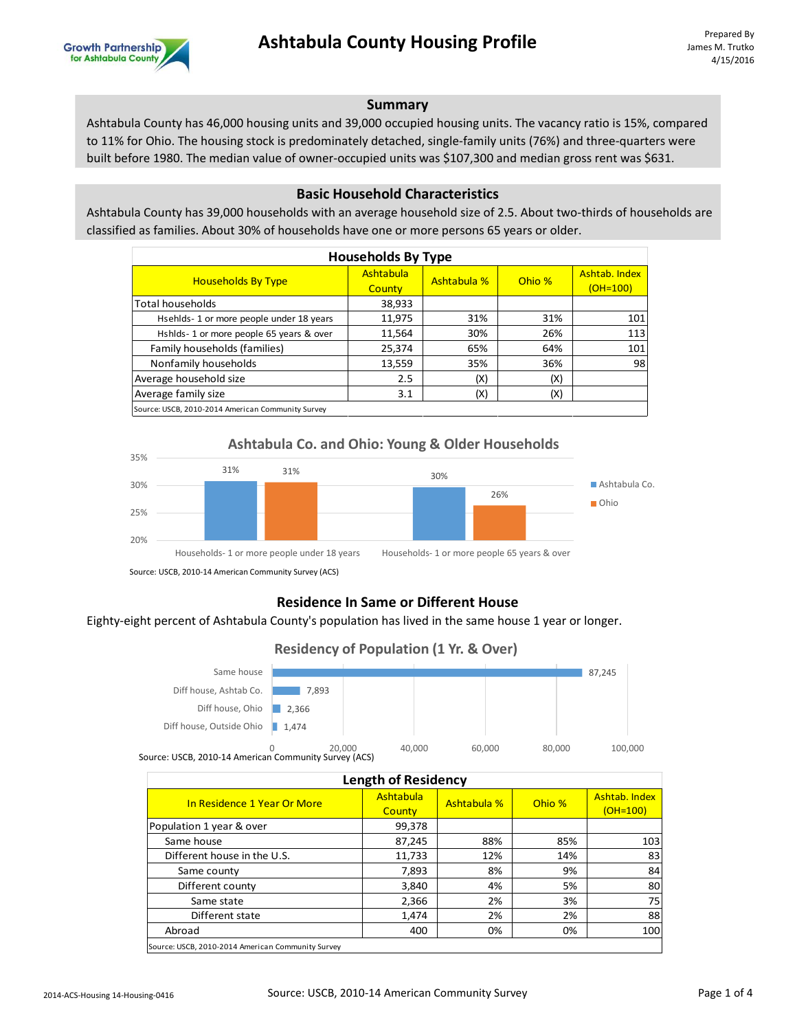# Ashtabula County Housing Profile

Prepared By
James M. Trutko
4/15/2016

## Summary

Ashtabula County has 46,000 housing units and 39,000 occupied housing units. The vacancy ratio is 15%, compared to 11% for Ohio. The housing stock is predominately detached, single-family units (76%) and three-quarters were built before 1980. The median value of owner-occupied units was $107,300 and median gross rent was $631.

## Basic Household Characteristics

Ashtabula County has 39,000 households with an average household size of 2.5. About two-thirds of households are classified as families. About 30% of households have one or more persons 65 years or older.

**Households By Type**

| Households By Type | Ashtabula County | Ashtabula % | Ohio % | Ashtab. Index (OH=100) |
|---|---|---|---|---|
| Total households | 38,933 | | | |
| Hsehlds- 1 or more people under 18 years | 11,975 | 31% | 31% | 101 |
| Hshlds- 1 or more people 65 years & over | 11,564 | 30% | 26% | 113 |
| Family households (families) | 25,374 | 65% | 64% | 101 |
| Nonfamily households | 13,559 | 35% | 36% | 98 |
| Average household size | 2.5 | (X) | (X) | |
| Average family size | 3.1 | (X) | (X) | |

Source: USCB, 2010-2014 American Community Survey

**Ashtabula Co. and Ohio: Young & Older Households**

| | Ashtabula Co. | Ohio |
|---|---|---|
| Households- 1 or more people under 18 years | 31% | 31% |
| Households- 1 or more people 65 years & over | 30% | 26% |

Source: USCB, 2010-14 American Community Survey (ACS)

## Residence In Same or Different House

Eighty-eight percent of Ashtabula County's population has lived in the same house 1 year or longer.

**Residency of Population (1 Yr. & Over)**

| | Population |
|---|---|
| Same house | 87,245 |
| Diff house, Ashtab Co. | 7,893 |
| Diff house, Ohio | 2,366 |
| Diff house, Outside Ohio | 1,474 |

Source: USCB, 2010-14 American Community Survey (ACS)

**Length of Residency**

| In Residence 1 Year Or More | Ashtabula County | Ashtabula % | Ohio % | Ashtab. Index (OH=100) |
|---|---|---|---|---|
| Population 1 year & over | 99,378 | | | |
| Same house | 87,245 | 88% | 85% | 103 |
| Different house in the U.S. | 11,733 | 12% | 14% | 83 |
| Same county | 7,893 | 8% | 9% | 84 |
| Different county | 3,840 | 4% | 5% | 80 |
| Same state | 2,366 | 2% | 3% | 75 |
| Different state | 1,474 | 2% | 2% | 88 |
| Abroad | 400 | 0% | 0% | 100 |

Source: USCB, 2010-2014 American Community Survey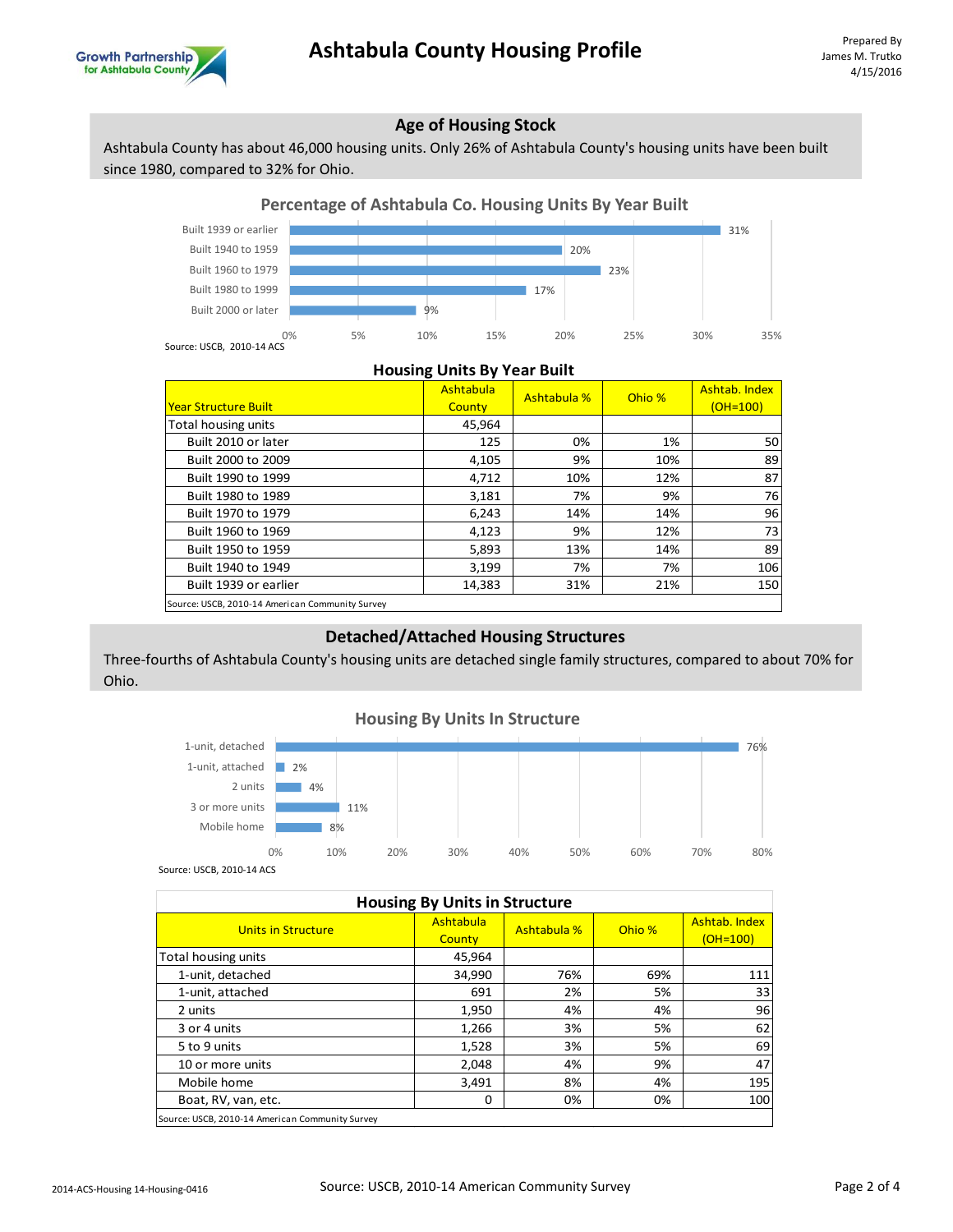# Ashtabula County Housing Profile

Prepared By
James M. Trutko
4/15/2016

## Age of Housing Stock

Ashtabula County has about 46,000 housing units. Only 26% of Ashtabula County's housing units have been built since 1980, compared to 32% for Ohio.

### Percentage of Ashtabula Co. Housing Units By Year Built

| Year Built | % |
|---|---|
| Built 1939 or earlier | 31% |
| Built 1940 to 1959 | 20% |
| Built 1960 to 1979 | 23% |
| Built 1980 to 1999 | 17% |
| Built 2000 or later | 9% |

Source: USCB, 2010-14 ACS

### Housing Units By Year Built

| Year Structure Built | Ashtabula County | Ashtabula % | Ohio % | Ashtab. Index (OH=100) |
|---|---|---|---|---|
| Total housing units | 45,964 | | | |
| Built 2010 or later | 125 | 0% | 1% | 50 |
| Built 2000 to 2009 | 4,105 | 9% | 10% | 89 |
| Built 1990 to 1999 | 4,712 | 10% | 12% | 87 |
| Built 1980 to 1989 | 3,181 | 7% | 9% | 76 |
| Built 1970 to 1979 | 6,243 | 14% | 14% | 96 |
| Built 1960 to 1969 | 4,123 | 9% | 12% | 73 |
| Built 1950 to 1959 | 5,893 | 13% | 14% | 89 |
| Built 1940 to 1949 | 3,199 | 7% | 7% | 106 |
| Built 1939 or earlier | 14,383 | 31% | 21% | 150 |

Source: USCB, 2010-14 American Community Survey

## Detached/Attached Housing Structures

Three-fourths of Ashtabula County's housing units are detached single family structures, compared to about 70% for Ohio.

### Housing By Units In Structure

| Units in Structure | % |
|---|---|
| 1-unit, detached | 76% |
| 1-unit, attached | 2% |
| 2 units | 4% |
| 3 or more units | 11% |
| Mobile home | 8% |

Source: USCB, 2010-14 ACS

### Housing By Units in Structure

| Units in Structure | Ashtabula County | Ashtabula % | Ohio % | Ashtab. Index (OH=100) |
|---|---|---|---|---|
| Total housing units | 45,964 | | | |
| 1-unit, detached | 34,990 | 76% | 69% | 111 |
| 1-unit, attached | 691 | 2% | 5% | 33 |
| 2 units | 1,950 | 4% | 4% | 96 |
| 3 or 4 units | 1,266 | 3% | 5% | 62 |
| 5 to 9 units | 1,528 | 3% | 5% | 69 |
| 10 or more units | 2,048 | 4% | 9% | 47 |
| Mobile home | 3,491 | 8% | 4% | 195 |
| Boat, RV, van, etc. | 0 | 0% | 0% | 100 |

Source: USCB, 2010-14 American Community Survey

2014-ACS-Housing 14-Housing-0416

Source: USCB, 2010-14 American Community Survey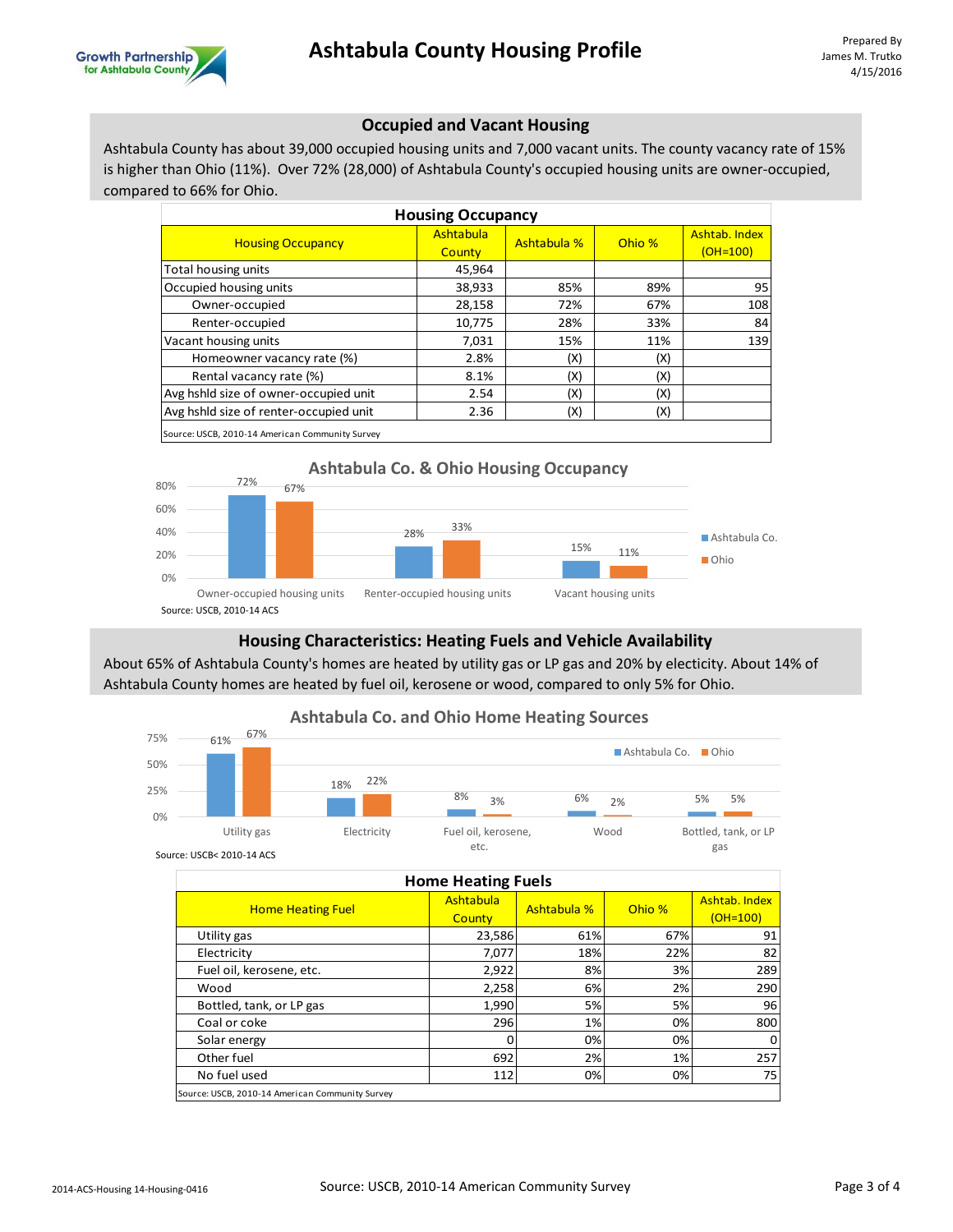# Ashtabula County Housing Profile

Prepared By
James M. Trutko
4/15/2016

## Occupied and Vacant Housing

Ashtabula County has about 39,000 occupied housing units and 7,000 vacant units. The county vacancy rate of 15% is higher than Ohio (11%). Over 72% (28,000) of Ashtabula County's occupied housing units are owner-occupied, compared to 66% for Ohio.

**Housing Occupancy**

| Housing Occupancy | Ashtabula County | Ashtabula % | Ohio % | Ashtab. Index (OH=100) |
|---|---|---|---|---|
| Total housing units | 45,964 | | | |
| Occupied housing units | 38,933 | 85% | 89% | 95 |
| Owner-occupied | 28,158 | 72% | 67% | 108 |
| Renter-occupied | 10,775 | 28% | 33% | 84 |
| Vacant housing units | 7,031 | 15% | 11% | 139 |
| Homeowner vacancy rate (%) | 2.8% | (X) | (X) | |
| Rental vacancy rate (%) | 8.1% | (X) | (X) | |
| Avg hshld size of owner-occupied unit | 2.54 | (X) | (X) | |
| Avg hshld size of renter-occupied unit | 2.36 | (X) | (X) | |

Source: USCB, 2010-14 American Community Survey

**Ashtabula Co. & Ohio Housing Occupancy**

| | Ashtabula Co. | Ohio |
|---|---|---|
| Owner-occupied housing units | 72% | 67% |
| Renter-occupied housing units | 28% | 33% |
| Vacant housing units | 15% | 11% |

Source: USCB, 2010-14 ACS

## Housing Characteristics: Heating Fuels and Vehicle Availability

About 65% of Ashtabula County's homes are heated by utility gas or LP gas and 20% by electicity. About 14% of Ashtabula County homes are heated by fuel oil, kerosene or wood, compared to only 5% for Ohio.

**Ashtabula Co. and Ohio Home Heating Sources**

| | Ashtabula Co. | Ohio |
|---|---|---|
| Utility gas | 61% | 67% |
| Electricity | 18% | 22% |
| Fuel oil, kerosene, etc. | 8% | 3% |
| Wood | 6% | 2% |
| Bottled, tank, or LP gas | 5% | 5% |

Source: USCB< 2010-14 ACS

**Home Heating Fuels**

| Home Heating Fuel | Ashtabula County | Ashtabula % | Ohio % | Ashtab. Index (OH=100) |
|---|---|---|---|---|
| Utility gas | 23,586 | 61% | 67% | 91 |
| Electricity | 7,077 | 18% | 22% | 82 |
| Fuel oil, kerosene, etc. | 2,922 | 8% | 3% | 289 |
| Wood | 2,258 | 6% | 2% | 290 |
| Bottled, tank, or LP gas | 1,990 | 5% | 5% | 96 |
| Coal or coke | 296 | 1% | 0% | 800 |
| Solar energy | 0 | 0% | 0% | 0 |
| Other fuel | 692 | 2% | 1% | 257 |
| No fuel used | 112 | 0% | 0% | 75 |

Source: USCB, 2010-14 American Community Survey

2014-ACS-Housing 14-Housing-0416

Source: USCB, 2010-14 American Community Survey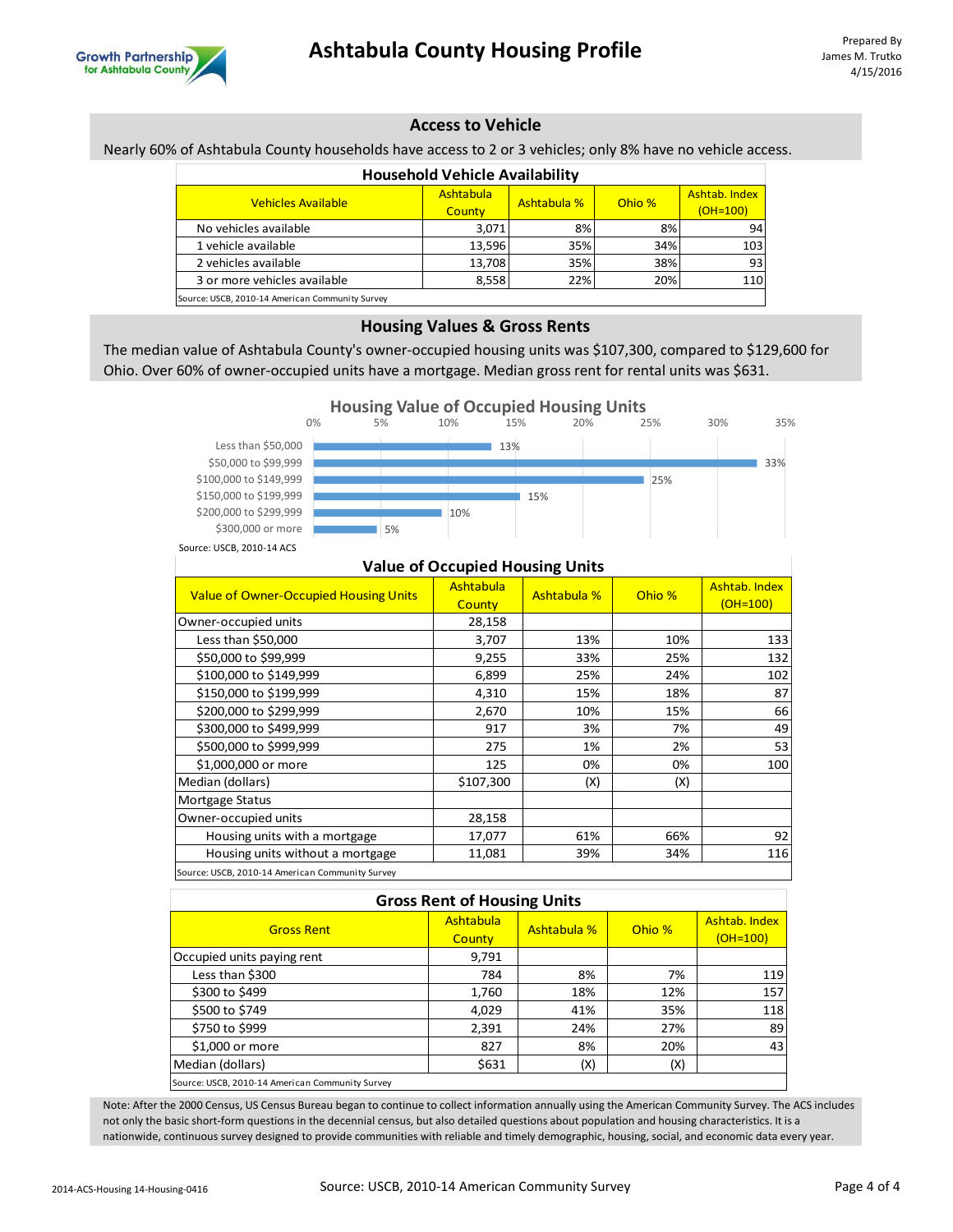# Ashtabula County Housing Profile

Growth Partnership for Ashtabula County

Prepared By
James M. Trutko
4/15/2016

## Access to Vehicle

Nearly 60% of Ashtabula County households have access to 2 or 3 vehicles; only 8% have no vehicle access.

### Household Vehicle Availability

| Vehicles Available | Ashtabula County | Ashtabula % | Ohio % | Ashtab. Index (OH=100) |
|---|---|---|---|---|
| No vehicles available | 3,071 | 8% | 8% | 94 |
| 1 vehicle available | 13,596 | 35% | 34% | 103 |
| 2 vehicles available | 13,708 | 35% | 38% | 93 |
| 3 or more vehicles available | 8,558 | 22% | 20% | 110 |

Source: USCB, 2010-14 American Community Survey

## Housing Values & Gross Rents

The median value of Ashtabula County's owner-occupied housing units was $107,300, compared to $129,600 for Ohio. Over 60% of owner-occupied units have a mortgage. Median gross rent for rental units was $631.

Housing Value of Occupied Housing Units

0% 5% 10% 15% 20% 25% 30% 35%

Less than $50,000 13%
$50,000 to $99,999 33%
$100,000 to $149,999 25%
$150,000 to $199,999 15%
$200,000 to $299,999 10%
$300,000 or more 5%

Source: USCB, 2010-14 ACS

### Value of Occupied Housing Units

| Value of Owner-Occupied Housing Units | Ashtabula County | Ashtabula % | Ohio % | Ashtab. Index (OH=100) |
|---|---|---|---|---|
| Owner-occupied units | 28,158 | | | |
| Less than $50,000 | 3,707 | 13% | 10% | 133 |
| $50,000 to $99,999 | 9,255 | 33% | 25% | 132 |
| $100,000 to $149,999 | 6,899 | 25% | 24% | 102 |
| $150,000 to $199,999 | 4,310 | 15% | 18% | 87 |
| $200,000 to $299,999 | 2,670 | 10% | 15% | 66 |
| $300,000 to $499,999 | 917 | 3% | 7% | 49 |
| $500,000 to $999,999 | 275 | 1% | 2% | 53 |
| $1,000,000 or more | 125 | 0% | 0% | 100 |
| Median (dollars) | $107,300 | (X) | (X) | |
| Mortgage Status | | | | |
| Owner-occupied units | 28,158 | | | |
| Housing units with a mortgage | 17,077 | 61% | 66% | 92 |
| Housing units without a mortgage | 11,081 | 39% | 34% | 116 |

Source: USCB, 2010-14 American Community Survey

### Gross Rent of Housing Units

| Gross Rent | Ashtabula County | Ashtabula % | Ohio % | Ashtab. Index (OH=100) |
|---|---|---|---|---|
| Occupied units paying rent | 9,791 | | | |
| Less than $300 | 784 | 8% | 7% | 119 |
| $300 to $499 | 1,760 | 18% | 12% | 157 |
| $500 to $749 | 4,029 | 41% | 35% | 118 |
| $750 to $999 | 2,391 | 24% | 27% | 89 |
| $1,000 or more | 827 | 8% | 20% | 43 |
| Median (dollars) | $631 | (X) | (X) | |

Source: USCB, 2010-14 American Community Survey

Note: After the 2000 Census, US Census Bureau began to continue to collect information annually using the American Community Survey. The ACS includes not only the basic short-form questions in the decennial census, but also detailed questions about population and housing characteristics. It is a nationwide, continuous survey designed to provide communities with reliable and timely demographic, housing, social, and economic data every year.

2014-ACS-Housing 14-Housing-0416

Source: USCB, 2010-14 American Community Survey